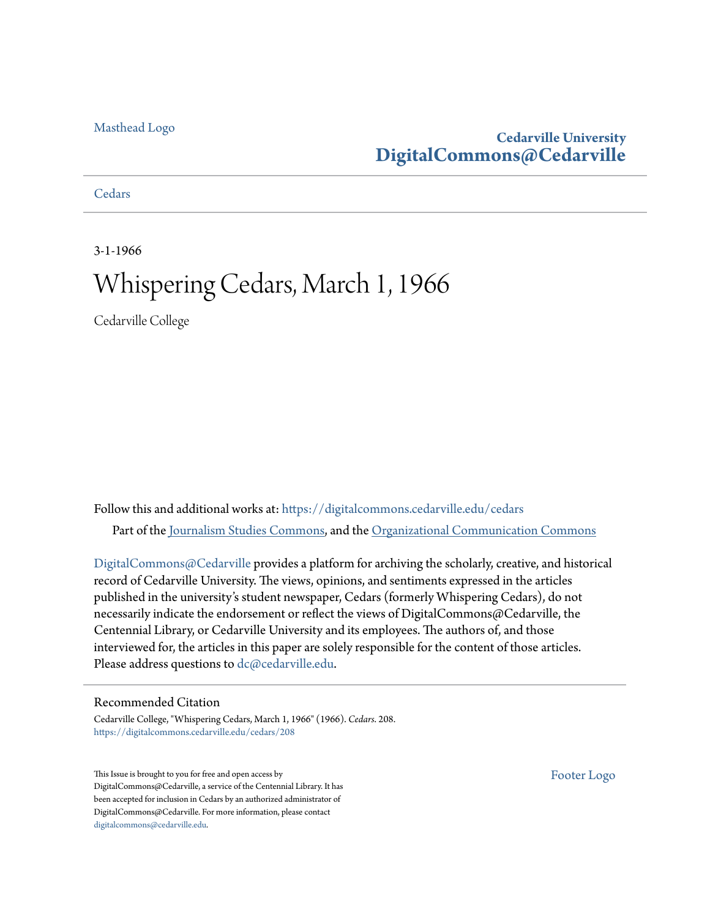Masthead Logo

**Cedarville University**
**DigitalCommons@Cedarville**

Cedars

3-1-1966

# Whispering Cedars, March 1, 1966

Cedarville College

Follow this and additional works at: https://digitalcommons.cedarville.edu/cedars

Part of the Journalism Studies Commons, and the Organizational Communication Commons

DigitalCommons@Cedarville provides a platform for archiving the scholarly, creative, and historical record of Cedarville University. The views, opinions, and sentiments expressed in the articles published in the university's student newspaper, Cedars (formerly Whispering Cedars), do not necessarily indicate the endorsement or reflect the views of DigitalCommons@Cedarville, the Centennial Library, or Cedarville University and its employees. The authors of, and those interviewed for, the articles in this paper are solely responsible for the content of those articles. Please address questions to dc@cedarville.edu.

## Recommended Citation

Cedarville College, "Whispering Cedars, March 1, 1966" (1966). *Cedars*. 208.
https://digitalcommons.cedarville.edu/cedars/208

This Issue is brought to you for free and open access by DigitalCommons@Cedarville, a service of the Centennial Library. It has been accepted for inclusion in Cedars by an authorized administrator of DigitalCommons@Cedarville. For more information, please contact digitalcommons@cedarville.edu.

Footer Logo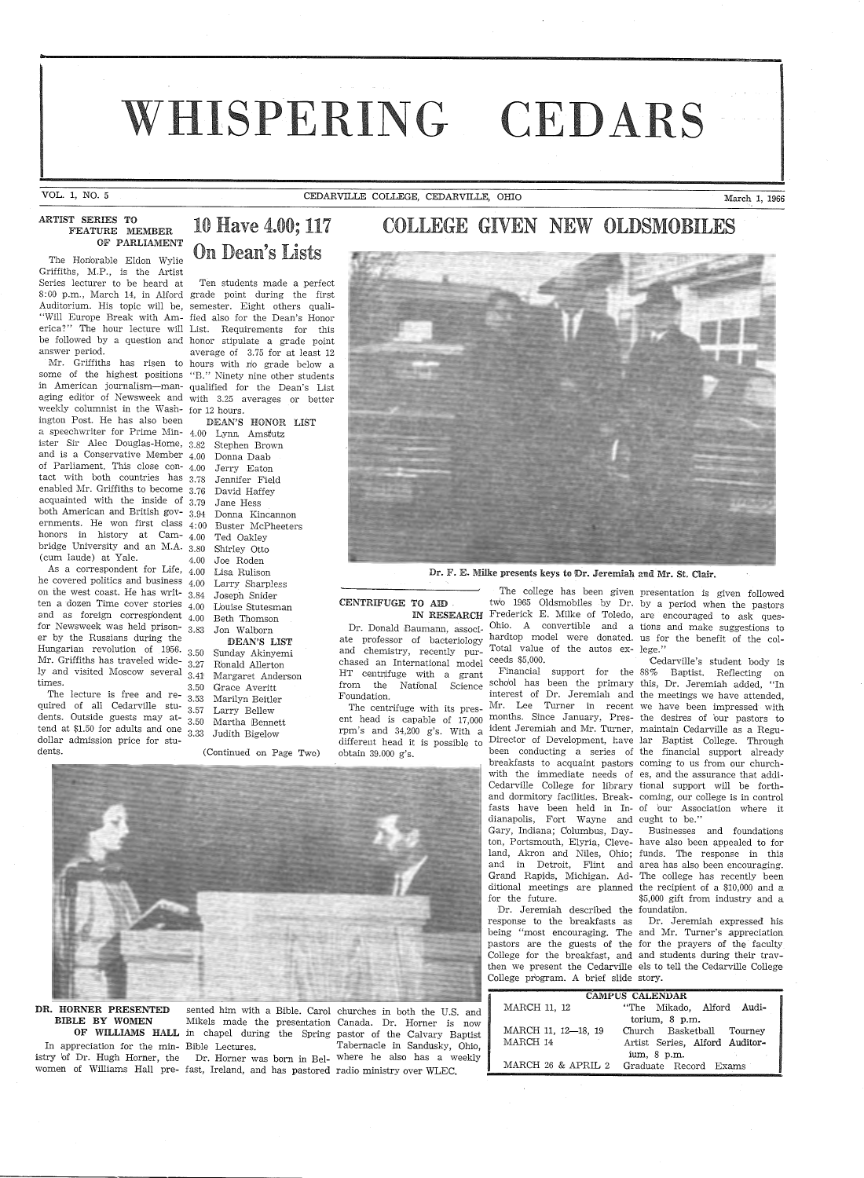# WHISPERING CEDARS

VOL. 1, NO. 5 — CEDARVILLE COLLEGE, CEDARVILLE, OHIO — March 1, 1966

## ARTIST SERIES TO FEATURE MEMBER OF PARLIAMENT

The Honorable Eldon Wylie Griffiths, M.P., is the Artist Series lecturer to be heard at 8:00 p.m., March 14, in Alford Auditorium. His topic will be, "Will Europe Break with America?" The hour lecture will be followed by a question and answer period.

Mr. Griffiths has risen to some of the highest positions in American journalism—managing editor of Newsweek and weekly columnist in the Washington Post. He has also been a speechwriter for Prime Minister Sir Alec Douglas-Home, and is a Conservative Member of Parliament. This close contact with both countries has enabled Mr. Griffiths to become acquainted with the inside of both American and British governments. He won first class honors in history at Cambridge University and an M.A. (cum laude) at Yale.

As a correspondent for Life, he covered politics and business on the west coast. He has written a dozen Time cover stories and as foreign correspondent for Newsweek was held prisoner by the Russians during the Hungarian revolution of 1956. Mr. Griffiths has traveled widely and visited Moscow several times.

The lecture is free and required of all Cedarville students. Outside guests may attend at $1.50 for adults and one dollar admission price for students.

## 10 Have 4.00; 117 On Dean's Lists

Ten students made a perfect grade point during the first semester. Eight others qualified also for the Dean's Honor List. Requirements for this honor stipulate a grade point average of 3.75 for at least 12 hours with no grade below a "B." Ninety nine other students qualified for the Dean's List with 3.25 averages or better for 12 hours.

**DEAN'S HONOR LIST**

| | |
|---|---|
| 4.00 | Lynn Amstutz |
| 3.82 | Stephen Brown |
| 4.00 | Donna Daab |
| 4.00 | Jerry Eaton |
| 3.78 | Jennifer Field |
| 3.76 | David Haffey |
| 3.79 | Jane Hess |
| 3.94 | Donna Kincannon |
| 4.00 | Buster McPheeters |
| 4.00 | Ted Oakley |
| 3.80 | Shirley Otto |
| 4.00 | Joe Roden |
| 4.00 | Lisa Rulison |
| 4.00 | Larry Sharpless |
| 3.84 | Joseph Snider |
| 4.00 | Louise Stutesman |
| 4.00 | Beth Thomson |
| 3.83 | Jon Walborn |

**DEAN'S LIST**

| | |
|---|---|
| 3.50 | Sunday Akinyemi |
| 3.27 | Ronald Allerton |
| 3.41 | Margaret Anderson |
| 3.50 | Grace Averitt |
| 3.53 | Marilyn Beitler |
| 3.57 | Larry Bellew |
| 3.50 | Martha Bennett |
| 3.33 | Judith Bigelow |

(Continued on Page Two)

## COLLEGE GIVEN NEW OLDSMOBILES

Dr. F. E. Milke presents keys to Dr. Jeremiah and Mr. St. Clair.

The college has been given two 1965 Oldsmobiles by Dr. Frederick E. Milke of Toledo, Ohio. A convertible and a hardtop model were donated. Total value of the autos exceeds $5,000.

Financial support for the school has been the primary interest of Dr. Jeremiah and Mr. Lee Turner in recent months. Since January, President Jeremiah and Mr. Turner, Director of Development, have been conducting a series of breakfasts to acquaint pastors with the immediate needs of Cedarville College for library and dormitory facilities. Breakfasts have been held in Indianapolis, Fort Wayne and Gary, Indiana; Columbus, Dayton, Portsmouth, Elyria, Cleveland, Akron and Niles, Ohio; and in Detroit, Flint and Grand Rapids, Michigan. Additional meetings are planned for the future.

Dr. Jeremiah described the response to the breakfasts as being "most encouraging. The pastors are the guests of the College for the breakfast, and then we present the Cedarville College program. A brief slide presentation is given followed by a period when the pastors are encouraged to ask questions and make suggestions to us for the benefit of the college."

Cedarville's student body is 88% Baptist. Reflecting on this, Dr. Jeremiah added, "In the meetings we have attended, we have been impressed with the desires of our pastors to maintain Cedarville as a Regular Baptist College. Through the financial support already coming to us from our churches, and the assurance that additional support will be forthcoming, our college is in control of our Association where it ought to be."

Businesses and foundations have also been appealed to for funds. The response in this area has also been encouraging. The college has recently been the recipient of a $10,000 and a $5,000 gift from industry and a foundation.

Dr. Jeremiah expressed his and Mr. Turner's appreciation for the prayers of the faculty and students during their travels to tell the Cedarville College story.

## CENTRIFUGE TO AID IN RESEARCH

Dr. Donald Baumann, associate professor of bacteriology and chemistry, recently purchased an International model HT centrifuge with a grant from the National Science Foundation.

The centrifuge with its present head is capable of 17,000 rpm's and 34,200 g's. With a different head it is possible to obtain 39,000 g's.

## DR. HORNER PRESENTED BIBLE BY WOMEN OF WILLIAMS HALL

In appreciation for the ministry of Dr. Hugh Horner, the women of Williams Hall presented him with a Bible. Carol Mikels made the presentation in chapel during the Spring Bible Lectures.

Dr. Horner was born in Belfast, Ireland, and has pastored churches in both the U.S. and Canada. Dr. Horner is now pastor of the Calvary Baptist Tabernacle in Sandusky, Ohio, where he also has a weekly radio ministry over WLEC.

## CAMPUS CALENDAR

| | |
|---|---|
| MARCH 11, 12 | "The Mikado, Alford Auditorium, 8 p.m. |
| MARCH 11, 12—18, 19 | Church Basketball Tourney |
| MARCH 14 | Artist Series, Alford Auditorium, 8 p.m. |
| MARCH 26 & APRIL 2 | Graduate Record Exams |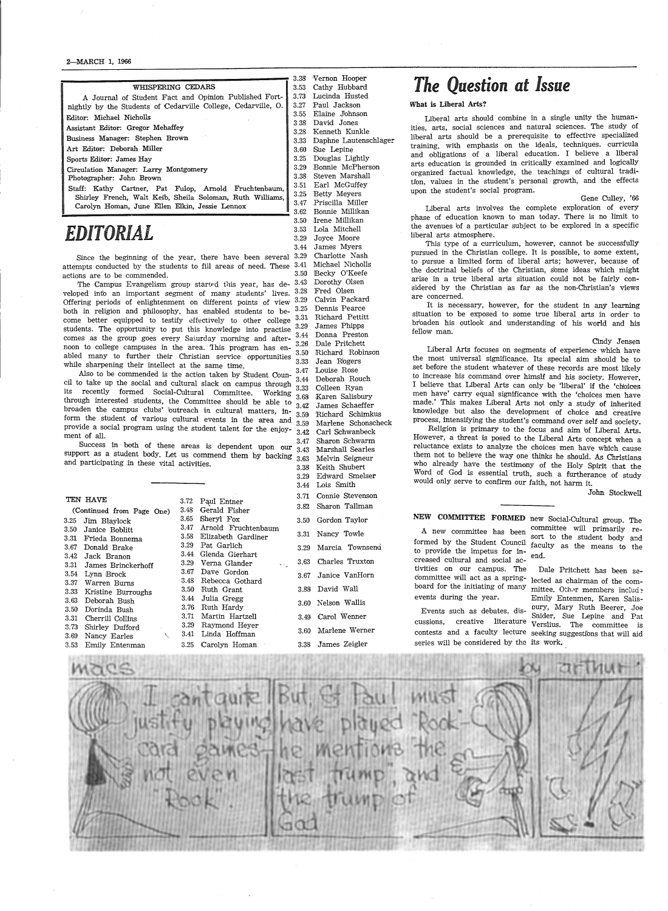WHISPERING CEDARS

A Journal of Student Fact and Opinion Published Fortnightly by the Students of Cedarville College, Cedarville, O.

Editor: Michael Nicholls

Assistant Editor: Gregor Mehaffey

Business Manager: Stephen Brown

Art Editor: Deborah Miller

Sports Editor: James Hay

Circulation Manager: Larry Montgomery

Photographer: John Brown

Staff: Kathy Cartner, Pat Fulop, Arnold Fruchtenbaum, Shirley French, Walt Keib, Sheila Soloman, Ruth Williams, Carolyn Homan, June Ellen Elkin, Jessie Lennox

# EDITORIAL

Since the beginning of the year, there have been several attempts conducted by the students to fill areas of need. These actions are to be commended.

The Campus Evangelism group started this year, has developed into an important segment of many students' lives. Offering periods of enlightenment on different points of view both in religion and philosophy, has enabled students to become better equipped to testify effectively to other college students. The opportunity to put this knowledge into practise comes as the group goes every Saturday morning and afternoon to college campuses in the area. This program has enabled many to further their Christian service opportunities while sharpening their intellect at the same time.

Also to be commended is the action taken by Student Council to take up the social and cultural slack on campus through its recently formed Social-Cultural Committee. Working through interested students, the Committee should be able to broaden the campus clubs' outreach in cultural matters, inform the student of various cultural events in the area and provide a social program using the student talent for the enjoyment of all.

Success in both of these areas is dependent upon our support as a student body. Let us commend them by backing and participating in these vital activities.

## TEN HAVE

(Continued from Page One)

3.25 Jim Blaylock
3.50 Janice Boblitt
3.31 Frieda Bonnema
3.67 Donald Brake
3.42 Jack Branon
3.31 James Brinckerhoff
3.54 Lynn Brock
3.37 Warren Burns
3.33 Kristine Burroughs
3.63 Deborah Bush
3.50 Dorinda Bush
3.31 Cherrill Collins
3.73 Shirley Dufford
3.69 Nancy Earles
3.53 Emily Entenman
3.72 Paul Entner
3.48 Gerald Fisher
3.65 Sheryl Fox
3.47 Arnold Fruchtenbaum
3.58 Elizabeth Gardiner
3.29 Pat Garlich
3.44 Glenda Gierhart
3.29 Verna Glander
3.67 Dave Gordon
3.48 Rebecca Gothard
3.50 Ruth Grant
3.44 Julia Gregg
3.76 Ruth Hardy
3.71 Martin Hartzell
3.29 Raymond Heyer
3.41 Linda Hoffman
3.25 Carolyn Homan
3.38 Vernon Hooper
3.53 Cathy Hubbard
3.73 Lucinda Husted
3.27 Paul Jackson
3.55 Elaine Johnson
3.38 David Jones
3.28 Kenneth Kunkle
3.33 Daphne Lautenschlager
3.60 Sue Lepine
3.25 Douglas Lightly
3.29 Bonnie McPherson
3.38 Steven Marshall
3.51 Earl McGuffey
3.25 Betty Meyers
3.47 Priscilla Miller
3.62 Bonnie Millikan
3.50 Irene Millikan
3.53 Lola Mitchell
3.29 Joyce Moore
3.44 James Myers
3.29 Charlotte Nash
3.41 Michael Nicholls
3.50 Becky O'Keefe
3.43 Dorothy Olsen
3.28 Fred Olsen
3.29 Calvin Packard
3.25 Dennis Pearce
3.31 Richard Pettitt
3.29 James Phipps
3.44 Donna Preston
3.26 Dale Pritchett
3.50 Richard Robinson
3.33 Jean Rogers
3.47 Louise Rose
3.44 Deborah Rouch
3.33 Colleen Ryan
3.68 Karen Salisbury
3.42 James Schaeffer
3.59 Richard Schimkus
3.59 Marlene Schonscheck
3.42 Carl Schwanbeck
3.47 Sharon Schwarm
3.43 Marshall Searles
3.63 Melvin Seigneur
3.38 Keith Shubert
3.29 Edward Smelser
3.44 Lois Smith
3.71 Connie Stevenson
3.82 Sharon Tallman
3.50 Gordon Taylor
3.31 Nancy Towle
3.29 Marcia Townsend
3.63 Charles Truxton
3.67 Janice VanHorn
3.88 David Wall
3.60 Nelson Wallis
3.49 Carol Wenner
3.60 Marlene Werner
3.38 James Zeigler

# The Question at Issue

**What is Liberal Arts?**

Liberal arts should combine in a single unity the humanities, arts, social sciences and natural sciences. The study of liberal arts should be a prerequisite to effective specialized training, with emphasis on the ideals, techniques. curricula and obligations of a liberal education. I believe a liberal arts education is grounded in critically examined and logically organized factual knowledge, the teachings of cultural tradition, values in the student's personal growth, and the effects upon the student's social program.

Gene Culley, '66

Liberal arts involves the complete exploration of every phase of education known to man today. There is no limit to the avenues of a particular subject to be explored in a specific liberal arts atmosphere.

This type of a curriculum, however, cannot be successfully pursued in the Christian college. It is possible, to some extent, to pursue a limited form of liberal arts; however, because of the doctrinal beliefs of the Christian, some ideas which might arise in a true liberal arts situation could not be fairly considered by the Christian as far as the non-Christian's views are concerned.

It is necessary, however, for the student in any learning situation to be exposed to some true liberal arts in order to broaden his outlook and understanding of his world and his fellow man.

Cindy Jensen

Liberal Arts focuses on segments of experience which have the most universal significance. Its special aim should be to set before the student whatever of these records are most likely to increase his command over himslf and his society. However, I believe that Liberal Arts can only be 'liberal' if the 'choices men have' carry equal significance with the 'choices men have made.' This makes Liberal Arts not only a study of inherited knowledge but also the development of choice and creative process, intensifying the student's command over self and society.

Religion is primary to the focus and aim of Liberal Arts. However, a threat is posed to the Liberal Arts concept when a reluctance exists to analyze the choices men have which cause them not to believe the way one thinks he should. As Christians who already have the testimony of the Holy Spirit that the Word of God is essential truth, such a furtherance of study would only serve to confirm our faith, not harm it.

John Stockwell

## NEW COMMITTEE FORMED

A new committee has been formed by the Student Council to provide the impetus for increased cultural and social activities on our campus. The committee will act as a springboard for the initiating of many events during the year.

Events such as debates, discussions, creative literature contests and a faculty lecture series will be considered by the new Social-Cultural group. The committee will primarily resort to the student body and faculty as the means to the end.

Dale Pritchett has been selected as chairman of the committee. Other members include Emily Entenmen, Karen Salisbury, Mary Ruth Beerer, Joe Snider, Sue Lepine and Pat Verslius. The committee is seeking suggestions that will aid its work.

macs — by arthur

I can't quite justify playing card games—not even "Rook".

But, St Paul must have played "Rook"—he mentions "the last trump", and "the trump of God"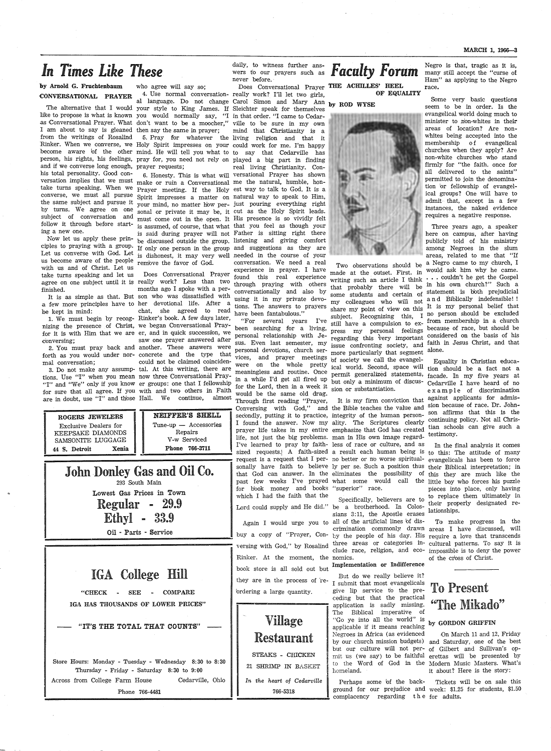# In Times Like These

**by Arnold G. Fruchtenbaum**

**CONVERSATIONAL PRAYER**

The alternative that I would like to propose is what is known as Conversational Prayer. What I am about to say is gleaned from the writings of Rosalind Rinker. When we converse, we become aware of the other person, his rights, his feelings, and if we converse long enough, his total personality. Good conversation implies that we must take turns speaking. When we converse, we must all pursue the same subject and pursue it by turns. We agree on one subject of conversation and follow it through before starting a new one.

Now let us apply these principles to praying with a group. Let us converse with God. Let us become aware of the people with us and of Christ. Let us take turns speaking and let us agree on one subject until it is finished.

It is as simple as that. But a few more principles have to be kept in mind:

1. We must begin by recognizing the presence of Christ, for it is with Him that we are conversing;
2. You must pray back and forth as you would under normal conversation;
3. Do not make any assumptions. Use "I" when you mean "I" and "We" only if you know for sure that all agree. If you are in doubt, use "I" and those who agree will say so;
4. Use normal conversational language. Do not change your style to King James. If you would normally say, "I don't want to be a moocher," then say the same in prayer;
5. Pray for whatever the Holy Spirit impresses on your mind. He will tell you what to pray for, you need not rely on prayer requests;
6. Honesty. This is what will make or ruin a Conversational Prayer meeting. If the Holy Spirit impresses a matter on your mind, no matter how personal or private it may be, it must come out in the open. It is assumed, of course, that what is said during prayer will not be discussed outside the group. If only one person in the group is dishonest, it may very well remove the favor of God.

Does Conversational Prayer really work? Less than two months ago I spoke with a person who was dissatisfied with her devotional life. After a chat, she agreed to read Rinker's book. A few days later, we began Conversational Prayer, and in quick succession, we saw one prayer answered after another. These answers were concrete and the type that could not be claimed coincidental. At this writing, there are now three Conversational Prayer groups: one that I fellowship with and two others in Faith Hall. We continue, almost daily, to witness further answers to our prayers such as never before.

Does Conversational Prayer really work? I'll let two girls, Carol Simon and Mary Ann Sleichter speak for themselves in that order. "I came to Cedarville to be sure in my own mind that Christianity is a living religion and that it could work for me. I'm happy to say that Cedarville has played a big part in finding real living Christianity. Conversational Prayer has shown me the natural, humble, honest way to talk to God. It is a natural way to speak to Him, just pouring everything right out as the Holy Spirit leads. His presence is so vividly felt that you feel as though your Father is sitting right there listening and giving comfort and suggestions as they are needed in the course of your conversation. We need a real experience in prayer. I have found this real experience through praying with others conversationally and also by using it in my private devotions. The answers to prayers have been fantabulous."

"For several years I've been searching for a living, personal relationship with Jesus. Even last semester, my personal devotions, church services, and prayer meetings were on the whole pretty meaningless and routine. Once in a while I'd get all fired up for the Lord, then in a week it would be the same old drag. Through first reading "Prayer, Conversing with God," and secondly, putting it to practice, I found the answer. Now my prayer life takes in my entire life, not just the big problems. I've learned to pray by faith-sized requests. A faith-sized request is a request that I personally have faith to believe that God can answer. In the past few weeks I've prayed for book money and books which I had the faith that the Lord could supply and He did."

Again I would urge you to buy a copy of "Prayer, Conversing with God," by Rosalind Rinker. At the moment, the book store is all sold out but they are in the process of reordering a large quantity.

---

**ROGERS JEWELERS**
Exclusive Dealers for
KEEPSAKE DIAMONDS
SAMSONITE LUGGAGE
44 S. Detroit — Xenia

---

**NEIFFER'S SHELL**
Tune-up — Accessories
Repairs
V-w Serviced
Phone 766-3711

---

**John Donley Gas and Oil Co.**
293 South Main
Lowest Gas Prices in Town
**Regular - 29.9**
**Ethyl - 33.9**
Oil - Parts - Service

---

**IGA College Hill**

"CHECK - SEE - COMPARE
IGA HAS THOUSANDS OF LOWER PRICES"

— "IT'S THE TOTAL THAT COUNTS" —

Store Hours: Monday - Tuesday - Wednesday 8:30 to 8:30
Thursday - Friday - Saturday 8:30 to 9:00

Across from College Farm House — Cedarville, Ohio

Phone 766-4481

---

**Village Restaurant**

STEAKS - CHICKEN
21 SHRIMP IN BASKET

*In the heart of Cedarville*
766-5318

---

# Faculty Forum

**THE ACHILLES' HEEL OF EQUALITY**

**by ROD WYSE**

Two observations should be made at the outset. First. in writing such an article I think that probably there will be some students and certain of my colleagues who will not share my point of view on this subject. Recognizing this, I still have a compulsion to express my personal feelings regarding this very important issue confronting society, and more particularly that segment of society we call the evangelical world. Second, space will permit generalized statements, but only a minimum of discussion or substantiation.

It is my firm conviction that the Bible teaches the value and integrity of the human personality. The Scriptures clearly emphasize that God has created man in His own image regardless of race or culture, and as a result each human being is no better or no worse spiritually per se. Such a position thus eliminates the possibility of what some would call the "superior" race.

Specifically, believers are to be a brotherhood. In Colossians 3:11, the Apostle erases all of the artificial lines of discrimination commonly drawn by the people of his day. His three areas or categories include race, religion, and economics.

**Implementation or Indifference**

But do we really believe it? I submit that most evangelicals give lip service to the preceding but that the practical application is sadly missing. The Biblical imperative of "Go ye into all the world" is applicable if it means reaching Negroes in Africa (as evidenced by our church mission budgets) but our culture will not permit us (we say) to be faithful to the Word of God in the homeland.

Perhaps some of the background for our prejudice and complacency regarding the Negro is that, tragic as it is, many still accept the "curse of Ham" as applying to the Negro race.

Some very basic questions seem to be in order. Is the evangelical world doing much to minister to non-whites in their areas of location? Are non-whites being accepted into the membership of evangelical churches when they apply? Are non-white churches who stand firmly for "the faith. once for all delivered to the saints" permitted to join the denomination or fellowship of evangelical groups? One will have to admit that, except in a few instances, the naked evidence requires a negative response.

Three years ago, a speaker here on campus, after having publicly told of his ministry among Negroes in the slum areas, related to me that "If a Negro came to my church, I would ask him why he came. . . . couldn't he get the Gospel in his own church?" Such a statement is both prejudicial and Biblically indefensible! ! It is my personal belief that no person should be excluded from membership in a church because of race, but should be considered on the basis of his faith in Jesus Christ, and that alone.

Equality in Christian education should be a fact not a facade. In my five years at Cedarville I have heard of no example of discrimination against applicants for admission because of race. Dr. Johnson affirms that this is the continuing policy. Not all Christian schools can give such a testimony.

In the final analysis it comes to this: The attitude of many evangelicals has been to force their Biblical interpretation; in this they are much like the little boy who forces his puzzle pieces into place, only having to replace them ultimately in their properly designated relationships.

To make progress in the areas I have discussed, will require a love that transcends cultural patterns. To say it is impossible is to deny the power of the cross of Christ.

---

# To Present "The Mikado"

**by GORDON GRIFFIN**

On March 11 and 12, Friday and Saturday, one of the best of Gilbert and Sullivan's operettas will be presented by the Modern Music Masters. What's it about? Here is the story:

Tickets will be on sale this week: $1.25 for students, $1.50 for adults.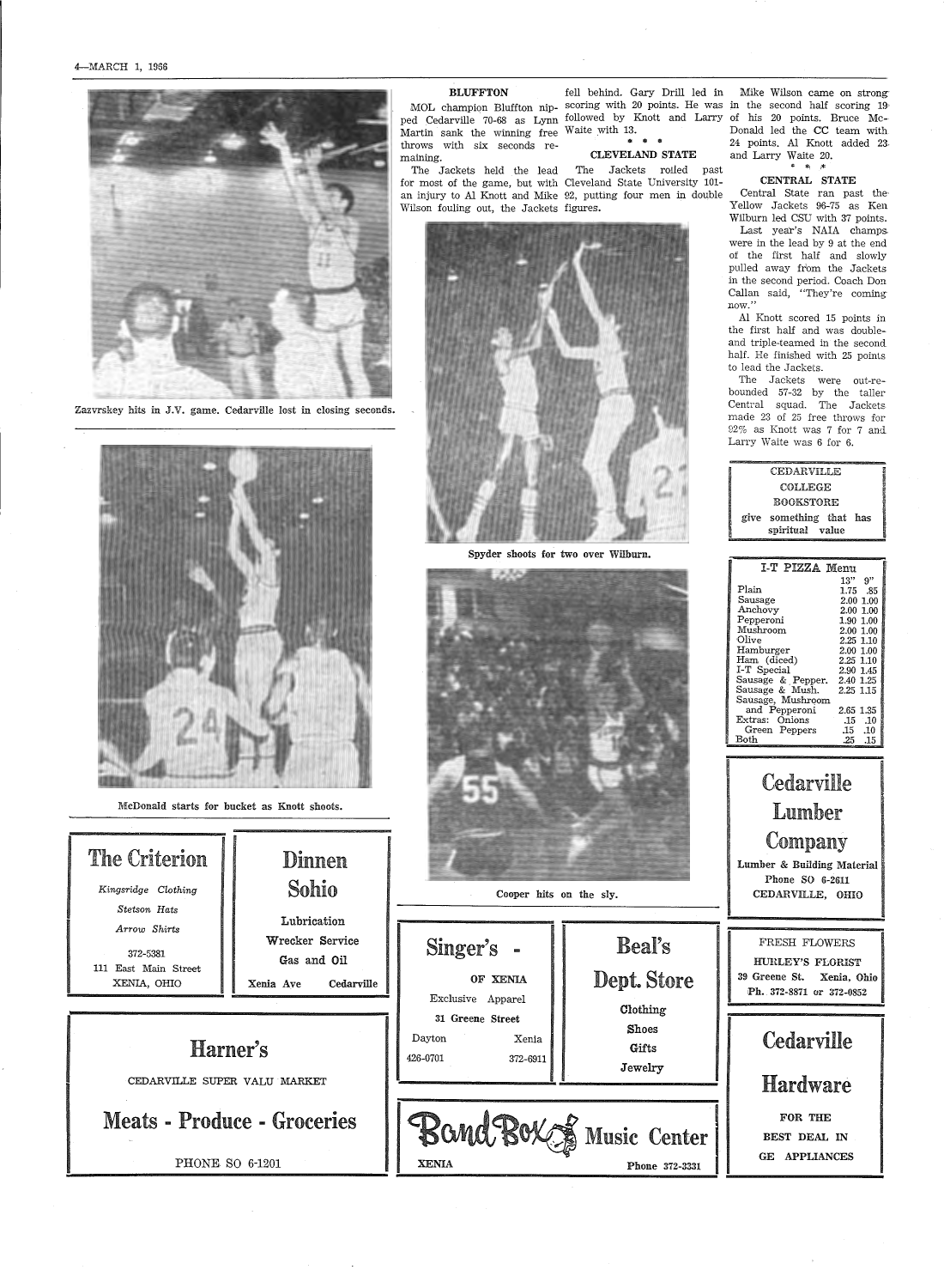Zazvrskey hits in J.V. game. Cedarville lost in closing seconds.

McDonald starts for bucket as Knott shoots.

### BLUFFTON

MOL champion Bluffton nipped Cedarville 70-68 as Lynn Martin sank the winning free throws with six seconds remaining.

The Jackets held the lead for most of the game, but with an injury to Al Knott and Mike Wilson fouling out, the Jackets fell behind. Gary Drill led in scoring with 20 points. He was followed by Knott and Larry Waite with 13.

\* \* \*

### CLEVELAND STATE

The Jackets rolled past Cleveland State University 101-92, putting four men in double figures.

Mike Wilson came on strong in the second half scoring 19 of his 20 points. Bruce McDonald led the CC team with 24 points. Al Knott added 23 and Larry Waite 20.

\* \* \*

### CENTRAL STATE

Central State ran past the Yellow Jackets 96-75 as Ken Wilburn led CSU with 37 points.

Last year's NAIA champs were in the lead by 9 at the end of the first half and slowly pulled away from the Jackets in the second period. Coach Don Callan said, "They're coming now."

Al Knott scored 15 points in the first half and was double- and triple-teamed in the second half. He finished with 25 points to lead the Jackets.

The Jackets were out-rebounded 57-32 by the taller Central squad. The Jackets made 23 of 25 free throws for 92% as Knott was 7 for 7 and Larry Waite was 6 for 6.

Spyder shoots for two over Wilburn.

Cooper hits on the sly.

---

CEDARVILLE COLLEGE BOOKSTORE

give something that has spiritual value

---

**I-T PIZZA Menu**

| | 13" | 9" |
|---|---|---|
| Plain | 1.75 | .85 |
| Sausage | 2.00 | 1.00 |
| Anchovy | 2.00 | 1.00 |
| Pepperoni | 1.90 | 1.00 |
| Mushroom | 2.00 | 1.00 |
| Olive | 2.25 | 1.10 |
| Hamburger | 2.00 | 1.00 |
| Ham (diced) | 2.25 | 1.10 |
| I-T Special | 2.90 | 1.45 |
| Sausage & Pepper. | 2.40 | 1.25 |
| Sausage & Mush. | 2.25 | 1.15 |
| Sausage, Mushroom and Pepperoni | 2.65 | 1.35 |
| Extras: Onions | .15 | .10 |
| Green Peppers | .15 | .10 |
| Both | .25 | .15 |

---

**Cedarville Lumber Company**

Lumber & Building Material

Phone SO 6-2611

CEDARVILLE, OHIO

---

**The Criterion**

*Kingsridge Clothing*

*Stetson Hats*

*Arrow Shirts*

372-5381

111 East Main Street

XENIA, OHIO

---

**Dinnen Sohio**

Lubrication

Wrecker Service

Gas and Oil

Xenia Ave Cedarville

---

**Singer's - OF XENIA**

Exclusive Apparel

31 Greene Street

Dayton 426-0701 Xenia 372-6911

---

**Beal's Dept. Store**

Clothing

Shoes

Gifts

Jewelry

---

FRESH FLOWERS

HURLEY'S FLORIST

39 Greene St. Xenia, Ohio

Ph. 372-8871 or 372-0852

---

**Harner's**

CEDARVILLE SUPER VALU MARKET

**Meats - Produce - Groceries**

PHONE SO 6-1201

---

**Band Box Music Center**

XENIA Phone 372-3331

---

**Cedarville Hardware**

FOR THE BEST DEAL IN GE APPLIANCES